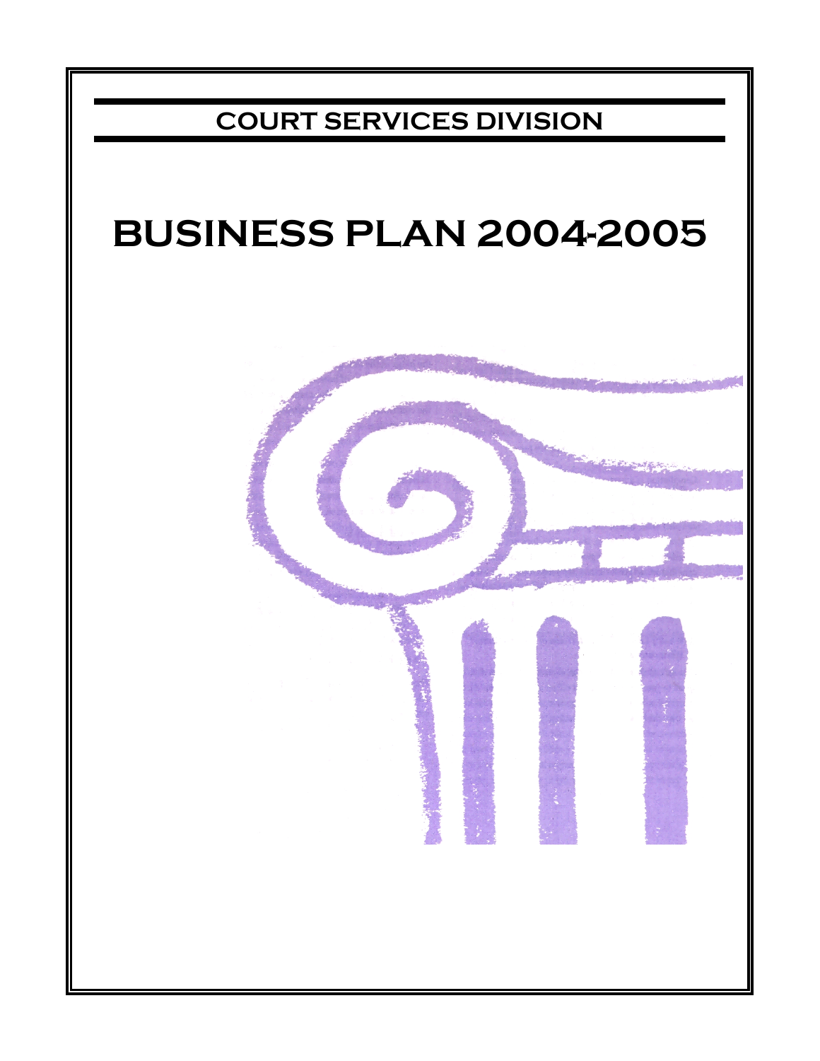# COURT SERVICES DIVISION

# BUSINESS PLAN 2004-2005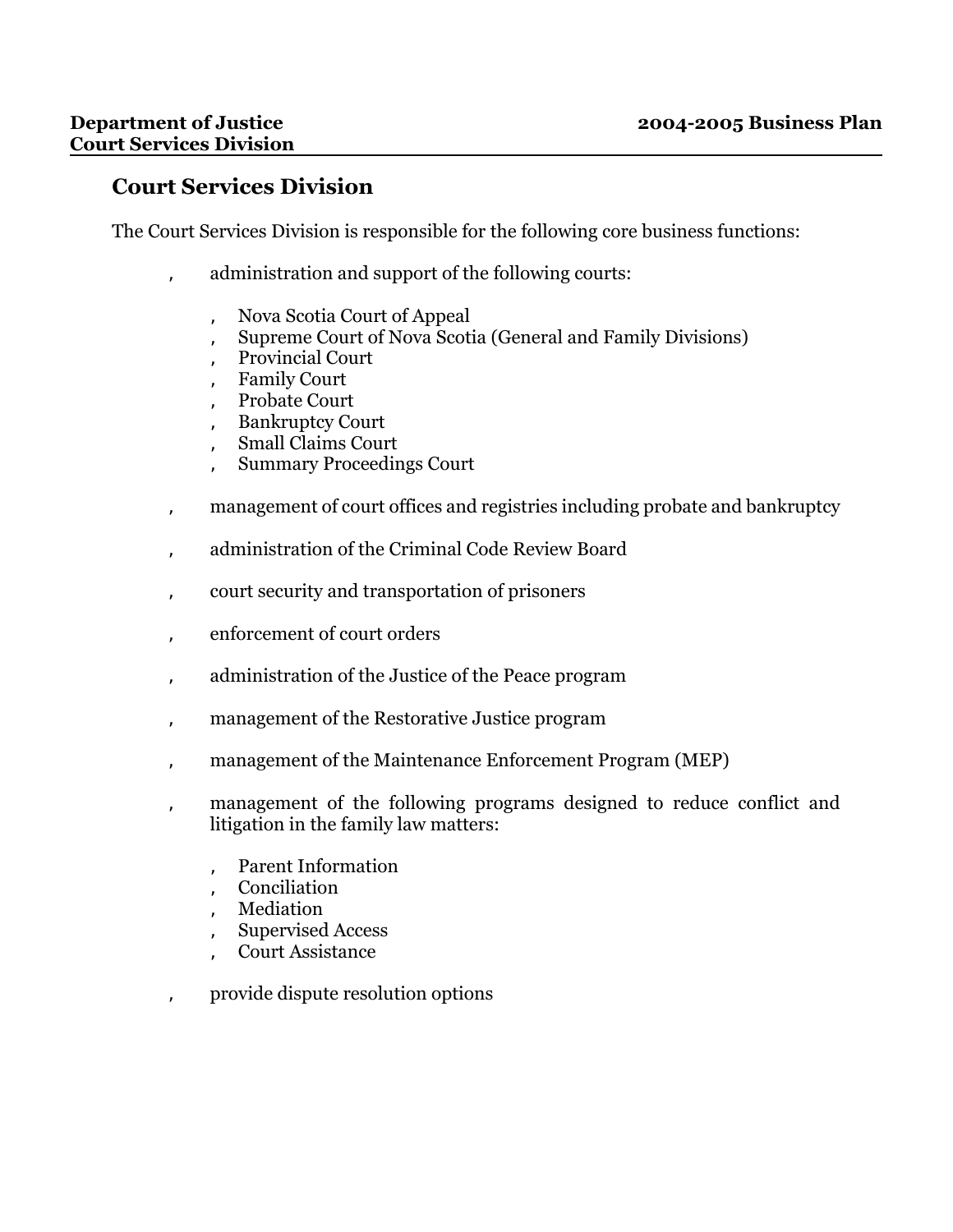## Court Services Division

The Court Services Division is responsible for the following core business functions:

- administration and support of the following courts:
  - Nova Scotia Court of Appeal
  - Supreme Court of Nova Scotia (General and Family Divisions)
  - Provincial Court
  - Family Court
  - Probate Court
  - Bankruptcy Court
  - Small Claims Court
  - Summary Proceedings Court
- management of court offices and registries including probate and bankruptcy
- administration of the Criminal Code Review Board
- court security and transportation of prisoners
- enforcement of court orders
- administration of the Justice of the Peace program
- management of the Restorative Justice program
- management of the Maintenance Enforcement Program (MEP)
- management of the following programs designed to reduce conflict and litigation in the family law matters:
  - Parent Information
  - Conciliation
  - Mediation
  - Supervised Access
  - Court Assistance
- provide dispute resolution options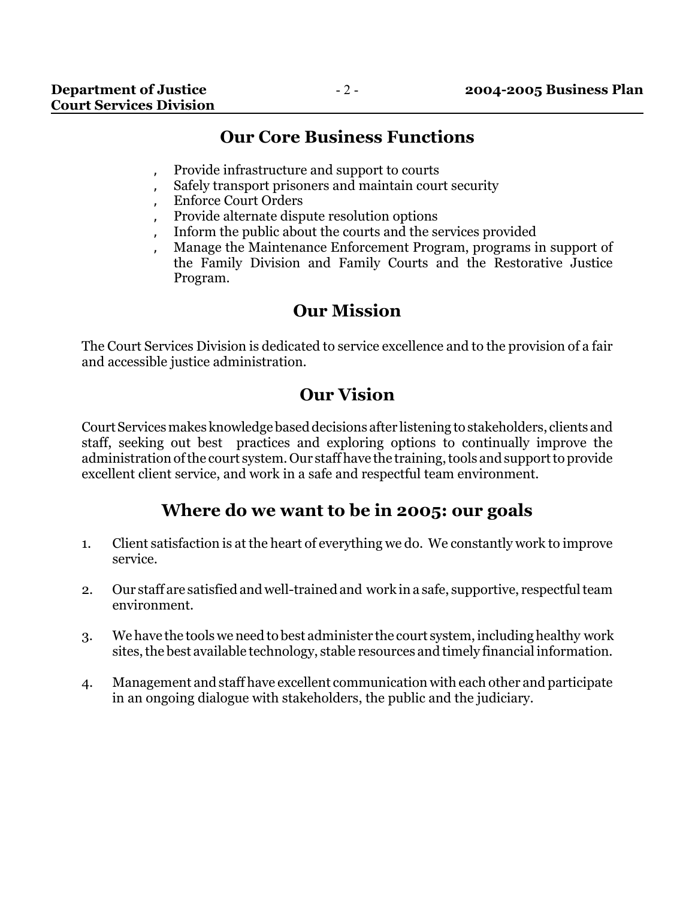## Our Core Business Functions

- Provide infrastructure and support to courts
- Safely transport prisoners and maintain court security
- Enforce Court Orders
- Provide alternate dispute resolution options
- Inform the public about the courts and the services provided
- Manage the Maintenance Enforcement Program, programs in support of the Family Division and Family Courts and the Restorative Justice Program.

## Our Mission

The Court Services Division is dedicated to service excellence and to the provision of a fair and accessible justice administration.

## Our Vision

Court Services makes knowledge based decisions after listening to stakeholders, clients and staff, seeking out best practices and exploring options to continually improve the administration of the court system. Our staff have the training, tools and support to provide excellent client service, and work in a safe and respectful team environment.

## Where do we want to be in 2005: our goals

1. Client satisfaction is at the heart of everything we do. We constantly work to improve service.
2. Our staff are satisfied and well-trained and work in a safe, supportive, respectful team environment.
3. We have the tools we need to best administer the court system, including healthy work sites, the best available technology, stable resources and timely financial information.
4. Management and staff have excellent communication with each other and participate in an ongoing dialogue with stakeholders, the public and the judiciary.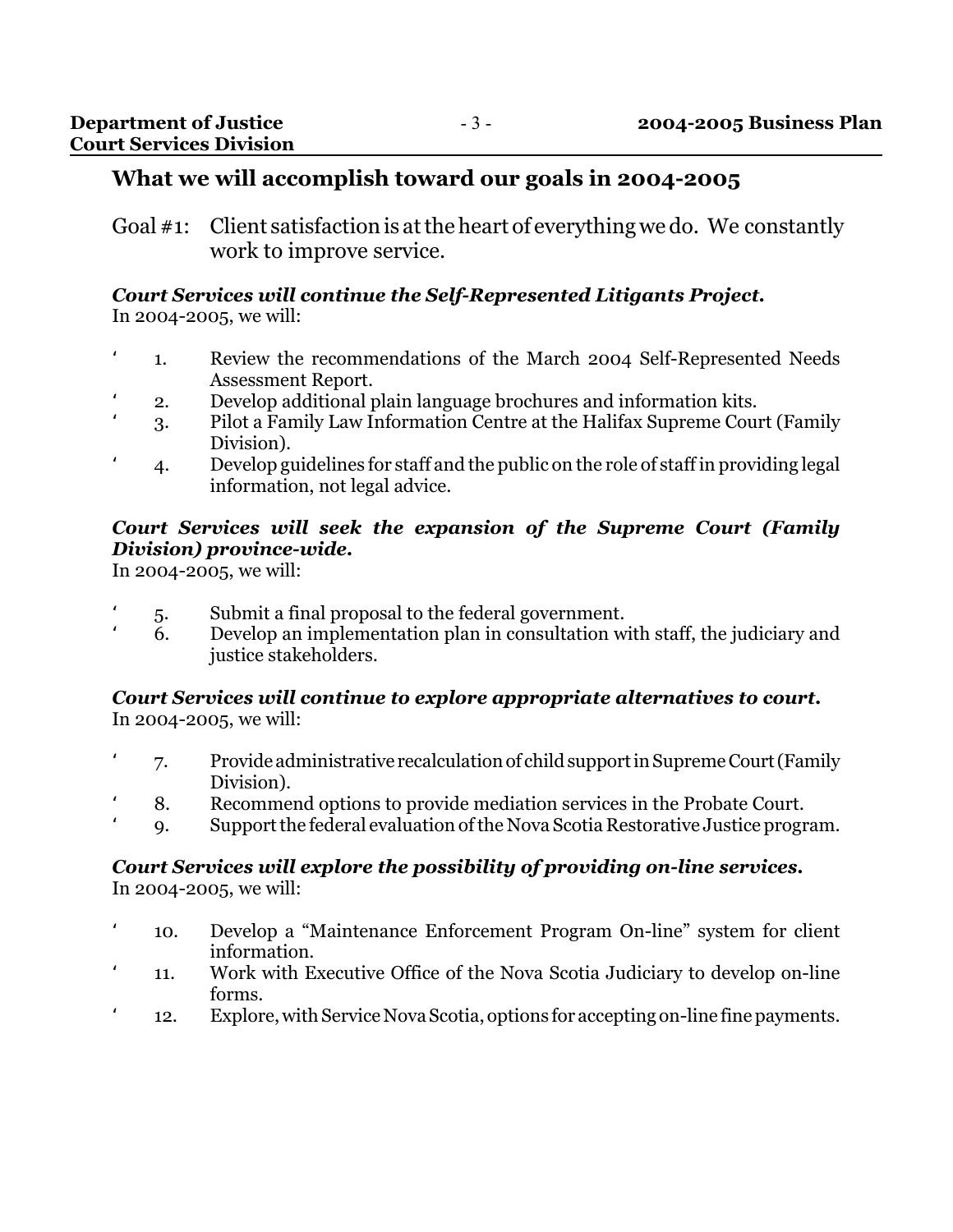## What we will accomplish toward our goals in 2004-2005

Goal #1: Client satisfaction is at the heart of everything we do. We constantly work to improve service.

***Court Services will continue the Self-Represented Litigants Project.***
In 2004-2005, we will:

1. Review the recommendations of the March 2004 Self-Represented Needs Assessment Report.
2. Develop additional plain language brochures and information kits.
3. Pilot a Family Law Information Centre at the Halifax Supreme Court (Family Division).
4. Develop guidelines for staff and the public on the role of staff in providing legal information, not legal advice.

***Court Services will seek the expansion of the Supreme Court (Family Division) province-wide.***
In 2004-2005, we will:

5. Submit a final proposal to the federal government.
6. Develop an implementation plan in consultation with staff, the judiciary and justice stakeholders.

***Court Services will continue to explore appropriate alternatives to court.***
In 2004-2005, we will:

7. Provide administrative recalculation of child support in Supreme Court (Family Division).
8. Recommend options to provide mediation services in the Probate Court.
9. Support the federal evaluation of the Nova Scotia Restorative Justice program.

***Court Services will explore the possibility of providing on-line services.***
In 2004-2005, we will:

10. Develop a "Maintenance Enforcement Program On-line" system for client information.
11. Work with Executive Office of the Nova Scotia Judiciary to develop on-line forms.
12. Explore, with Service Nova Scotia, options for accepting on-line fine payments.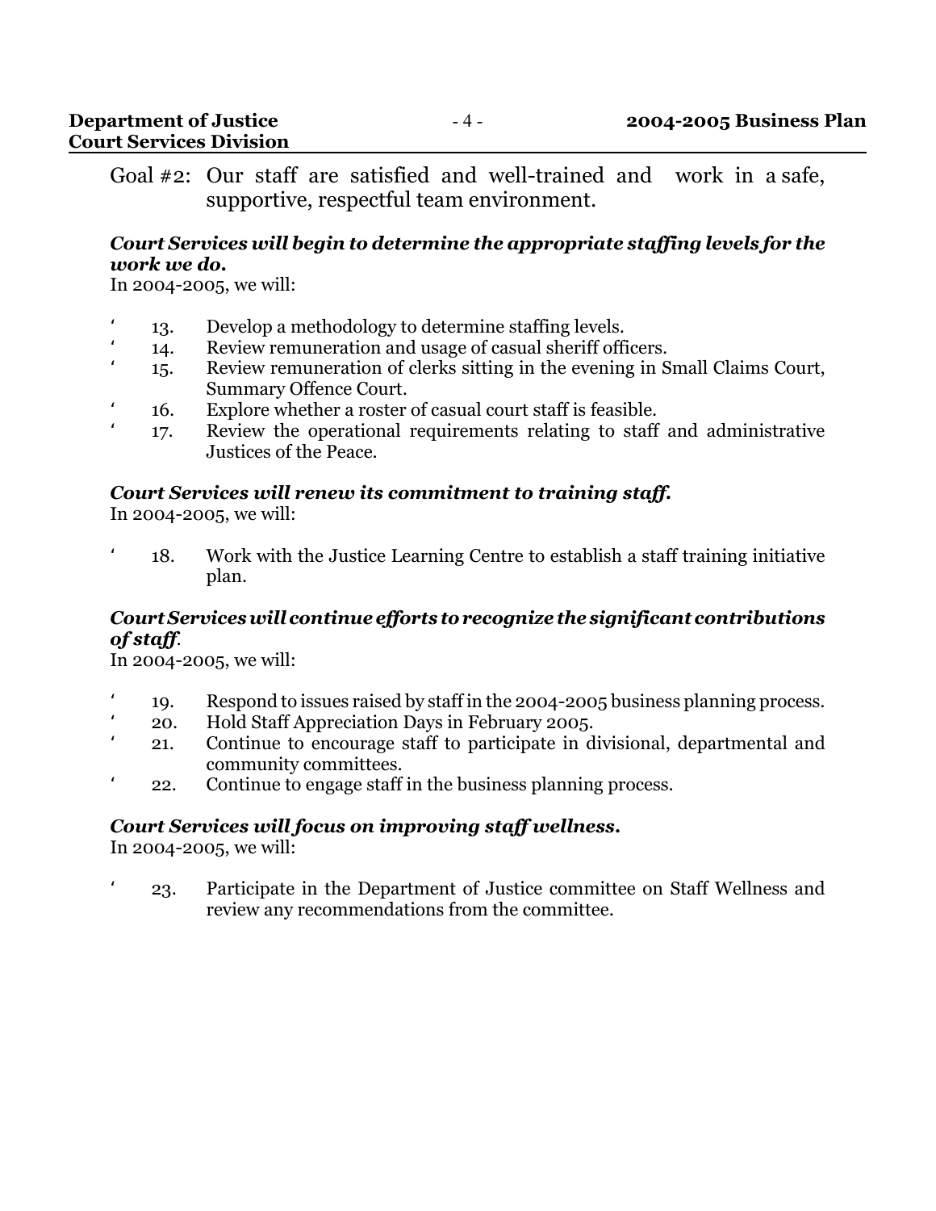Goal #2: Our staff are satisfied and well-trained and work in a safe, supportive, respectful team environment.

***Court Services will begin to determine the appropriate staffing levels for the work we do.***

In 2004-2005, we will:

- 13. Develop a methodology to determine staffing levels.
- 14. Review remuneration and usage of casual sheriff officers.
- 15. Review remuneration of clerks sitting in the evening in Small Claims Court, Summary Offence Court.
- 16. Explore whether a roster of casual court staff is feasible.
- 17. Review the operational requirements relating to staff and administrative Justices of the Peace.

***Court Services will renew its commitment to training staff.***

In 2004-2005, we will:

- 18. Work with the Justice Learning Centre to establish a staff training initiative plan.

***Court Services will continue efforts to recognize the significant contributions of staff.***

In 2004-2005, we will:

- 19. Respond to issues raised by staff in the 2004-2005 business planning process.
- 20. Hold Staff Appreciation Days in February 2005.
- 21. Continue to encourage staff to participate in divisional, departmental and community committees.
- 22. Continue to engage staff in the business planning process.

***Court Services will focus on improving staff wellness.***

In 2004-2005, we will:

- 23. Participate in the Department of Justice committee on Staff Wellness and review any recommendations from the committee.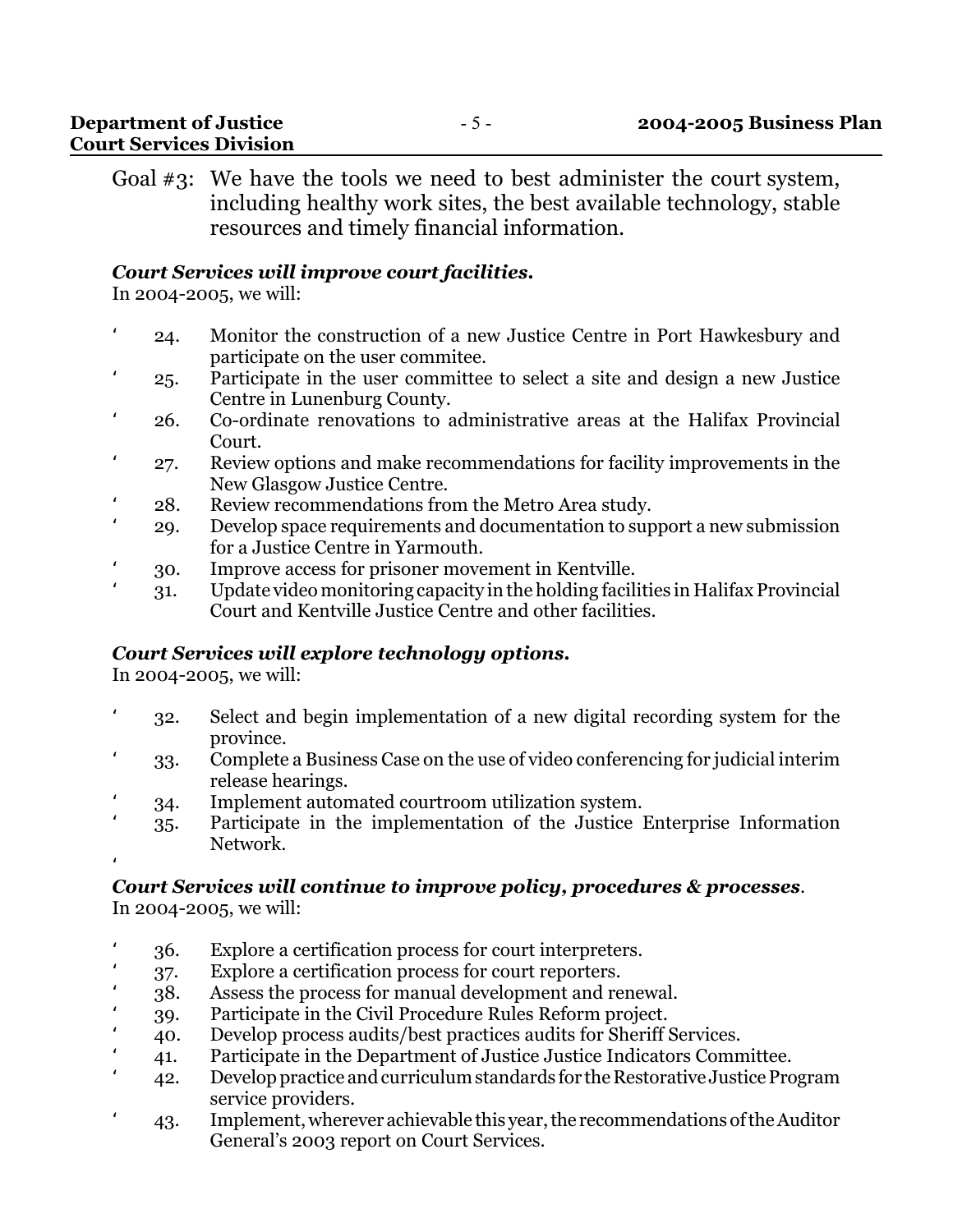Goal #3: We have the tools we need to best administer the court system, including healthy work sites, the best available technology, stable resources and timely financial information.

***Court Services will improve court facilities.***
In 2004-2005, we will:

- 24. Monitor the construction of a new Justice Centre in Port Hawkesbury and participate on the user commitee.
- 25. Participate in the user committee to select a site and design a new Justice Centre in Lunenburg County.
- 26. Co-ordinate renovations to administrative areas at the Halifax Provincial Court.
- 27. Review options and make recommendations for facility improvements in the New Glasgow Justice Centre.
- 28. Review recommendations from the Metro Area study.
- 29. Develop space requirements and documentation to support a new submission for a Justice Centre in Yarmouth.
- 30. Improve access for prisoner movement in Kentville.
- 31. Update video monitoring capacity in the holding facilities in Halifax Provincial Court and Kentville Justice Centre and other facilities.

***Court Services will explore technology options.***
In 2004-2005, we will:

- 32. Select and begin implementation of a new digital recording system for the province.
- 33. Complete a Business Case on the use of video conferencing for judicial interim release hearings.
- 34. Implement automated courtroom utilization system.
- 35. Participate in the implementation of the Justice Enterprise Information Network.

***Court Services will continue to improve policy, procedures & processes***.
In 2004-2005, we will:

- 36. Explore a certification process for court interpreters.
- 37. Explore a certification process for court reporters.
- 38. Assess the process for manual development and renewal.
- 39. Participate in the Civil Procedure Rules Reform project.
- 40. Develop process audits/best practices audits for Sheriff Services.
- 41. Participate in the Department of Justice Justice Indicators Committee.
- 42. Develop practice and curriculum standards for the Restorative Justice Program service providers.
- 43. Implement, wherever achievable this year, the recommendations of the Auditor General's 2003 report on Court Services.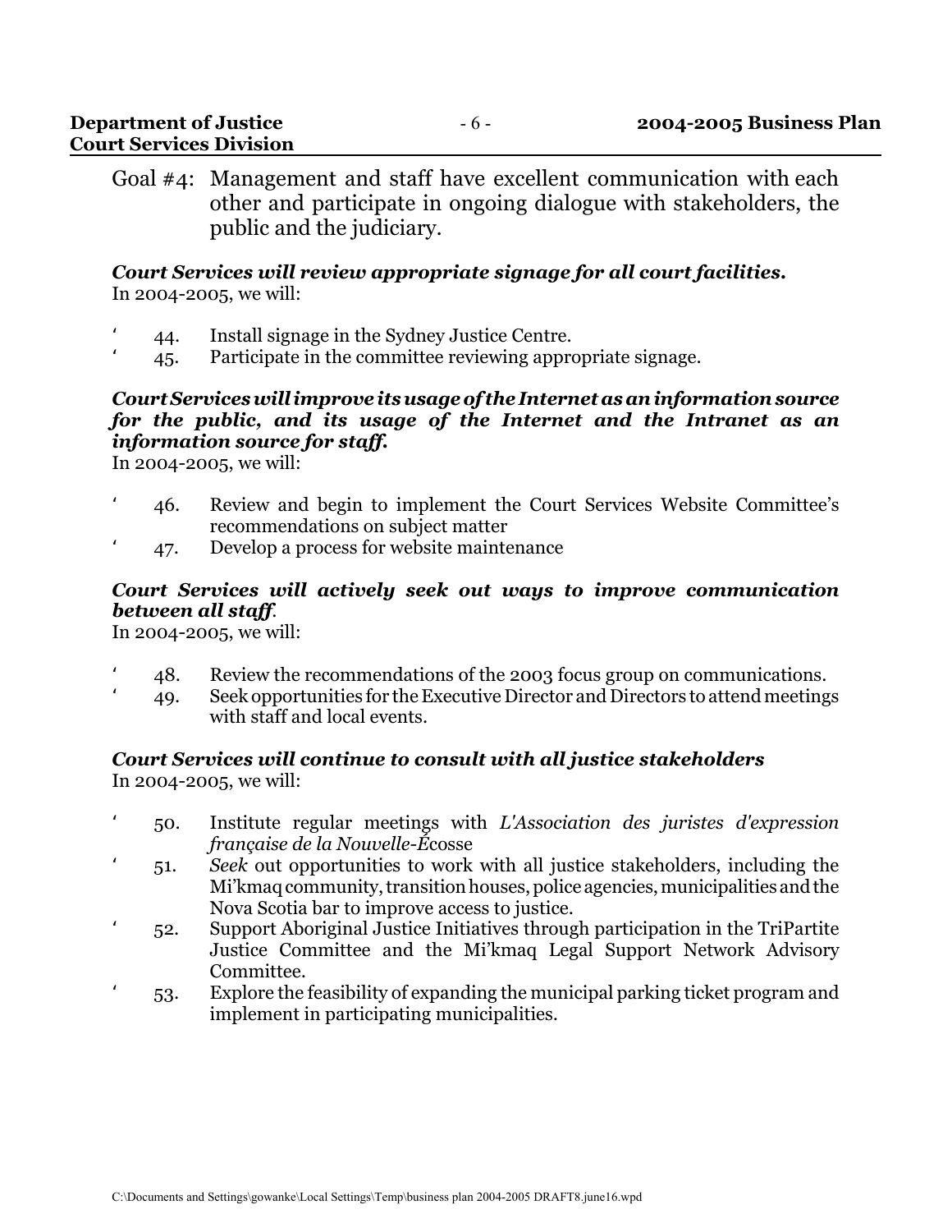Goal #4: Management and staff have excellent communication with each other and participate in ongoing dialogue with stakeholders, the public and the judiciary.

***Court Services will review appropriate signage for all court facilities.***
In 2004-2005, we will:

- 44. Install signage in the Sydney Justice Centre.
- 45. Participate in the committee reviewing appropriate signage.

***Court Services will improve its usage of the Internet as an information source for the public, and its usage of the Internet and the Intranet as an information source for staff.***
In 2004-2005, we will:

- 46. Review and begin to implement the Court Services Website Committee's recommendations on subject matter
- 47. Develop a process for website maintenance

***Court Services will actively seek out ways to improve communication between all staff***.
In 2004-2005, we will:

- 48. Review the recommendations of the 2003 focus group on communications.
- 49. Seek opportunities for the Executive Director and Directors to attend meetings with staff and local events.

***Court Services will continue to consult with all justice stakeholders***
In 2004-2005, we will:

- 50. Institute regular meetings with *L'Association des juristes d'expression française de la Nouvelle-É*cosse
- 51. *Seek* out opportunities to work with all justice stakeholders, including the Mi'kmaq community, transition houses, police agencies, municipalities and the Nova Scotia bar to improve access to justice.
- 52. Support Aboriginal Justice Initiatives through participation in the TriPartite Justice Committee and the Mi'kmaq Legal Support Network Advisory Committee.
- 53. Explore the feasibility of expanding the municipal parking ticket program and implement in participating municipalities.

C:\Documents and Settings\gowanke\Local Settings\Temp\business plan 2004-2005 DRAFT8.june16.wpd